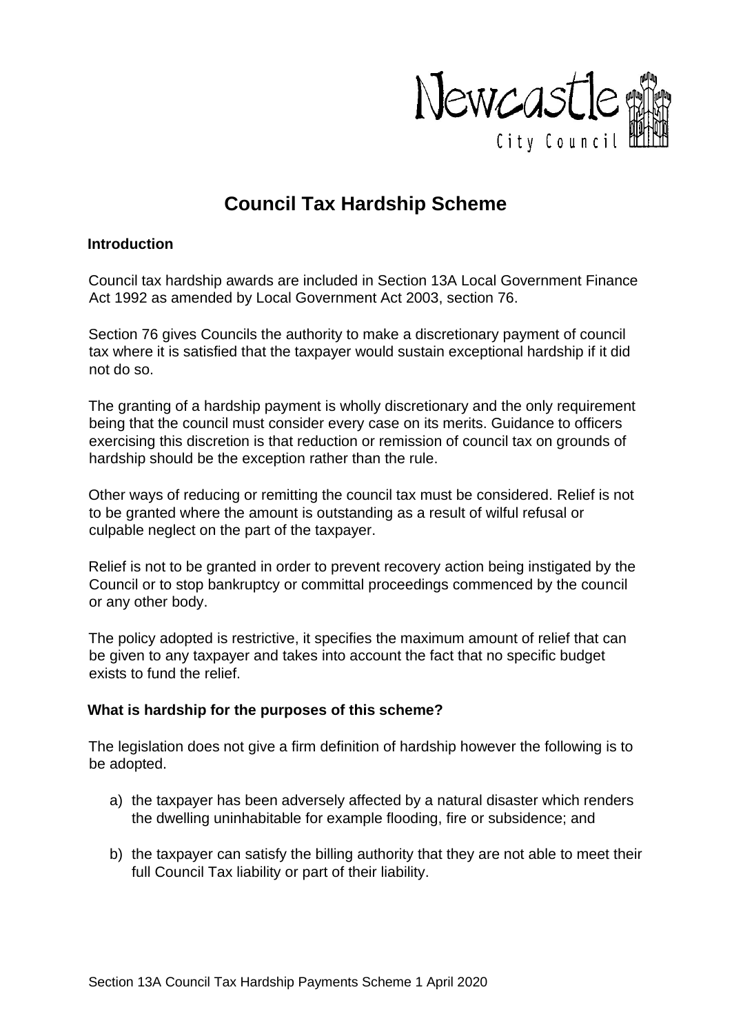Newcastle City Council

# Council Tax Hardship Scheme

## Introduction

Council tax hardship awards are included in Section 13A Local Government Finance Act 1992 as amended by Local Government Act 2003, section 76.

Section 76 gives Councils the authority to make a discretionary payment of council tax where it is satisfied that the taxpayer would sustain exceptional hardship if it did not do so.

The granting of a hardship payment is wholly discretionary and the only requirement being that the council must consider every case on its merits. Guidance to officers exercising this discretion is that reduction or remission of council tax on grounds of hardship should be the exception rather than the rule.

Other ways of reducing or remitting the council tax must be considered. Relief is not to be granted where the amount is outstanding as a result of wilful refusal or culpable neglect on the part of the taxpayer.

Relief is not to be granted in order to prevent recovery action being instigated by the Council or to stop bankruptcy or committal proceedings commenced by the council or any other body.

The policy adopted is restrictive, it specifies the maximum amount of relief that can be given to any taxpayer and takes into account the fact that no specific budget exists to fund the relief.

## What is hardship for the purposes of this scheme?

The legislation does not give a firm definition of hardship however the following is to be adopted.

a) the taxpayer has been adversely affected by a natural disaster which renders the dwelling uninhabitable for example flooding, fire or subsidence; and

b) the taxpayer can satisfy the billing authority that they are not able to meet their full Council Tax liability or part of their liability.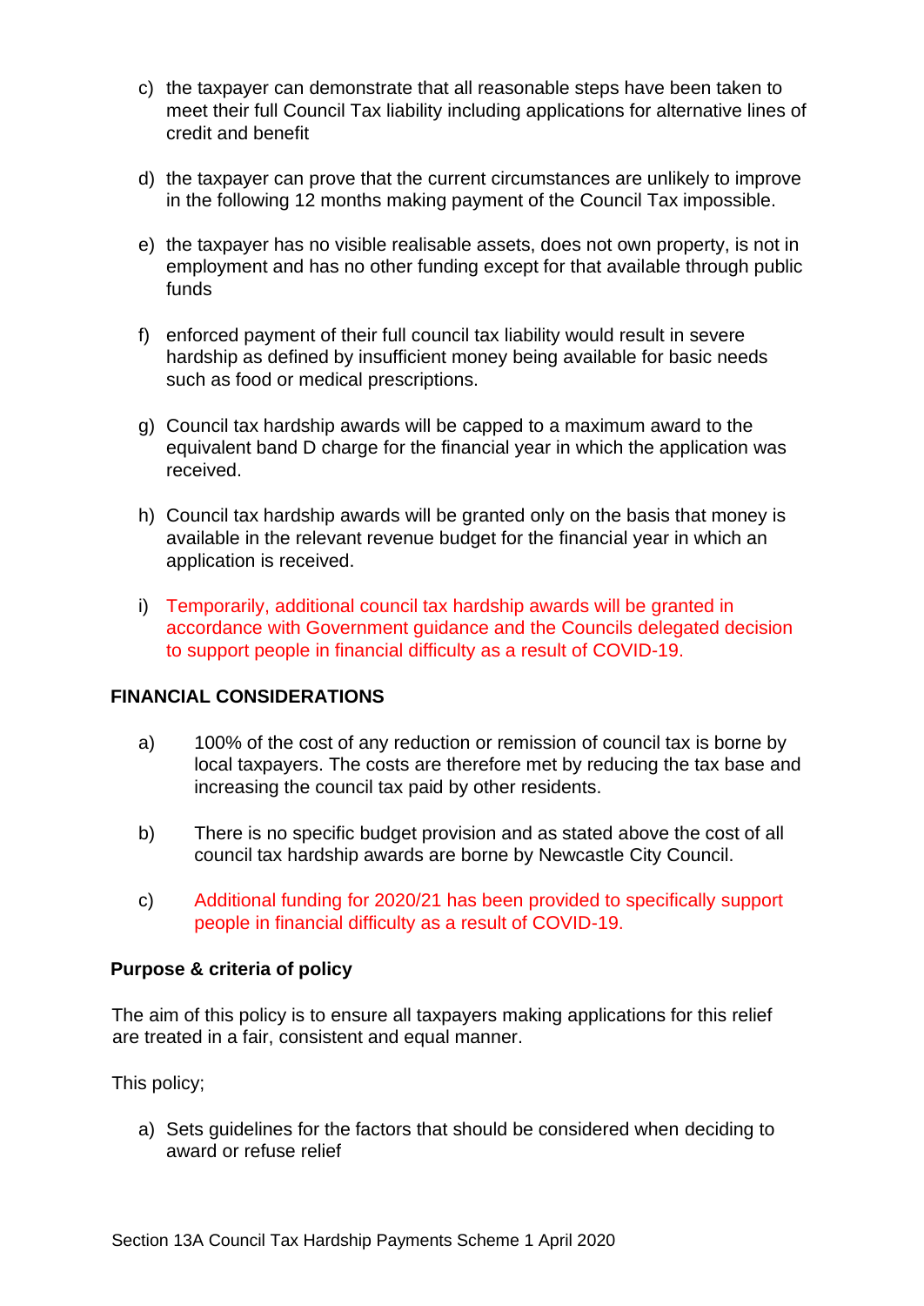c) the taxpayer can demonstrate that all reasonable steps have been taken to meet their full Council Tax liability including applications for alternative lines of credit and benefit

d) the taxpayer can prove that the current circumstances are unlikely to improve in the following 12 months making payment of the Council Tax impossible.

e) the taxpayer has no visible realisable assets, does not own property, is not in employment and has no other funding except for that available through public funds

f) enforced payment of their full council tax liability would result in severe hardship as defined by insufficient money being available for basic needs such as food or medical prescriptions.

g) Council tax hardship awards will be capped to a maximum award to the equivalent band D charge for the financial year in which the application was received.

h) Council tax hardship awards will be granted only on the basis that money is available in the relevant revenue budget for the financial year in which an application is received.

i) Temporarily, additional council tax hardship awards will be granted in accordance with Government guidance and the Councils delegated decision to support people in financial difficulty as a result of COVID-19.

**FINANCIAL CONSIDERATIONS**

a) 100% of the cost of any reduction or remission of council tax is borne by local taxpayers. The costs are therefore met by reducing the tax base and increasing the council tax paid by other residents.

b) There is no specific budget provision and as stated above the cost of all council tax hardship awards are borne by Newcastle City Council.

c) Additional funding for 2020/21 has been provided to specifically support people in financial difficulty as a result of COVID-19.

**Purpose & criteria of policy**

The aim of this policy is to ensure all taxpayers making applications for this relief are treated in a fair, consistent and equal manner.

This policy;

a) Sets guidelines for the factors that should be considered when deciding to award or refuse relief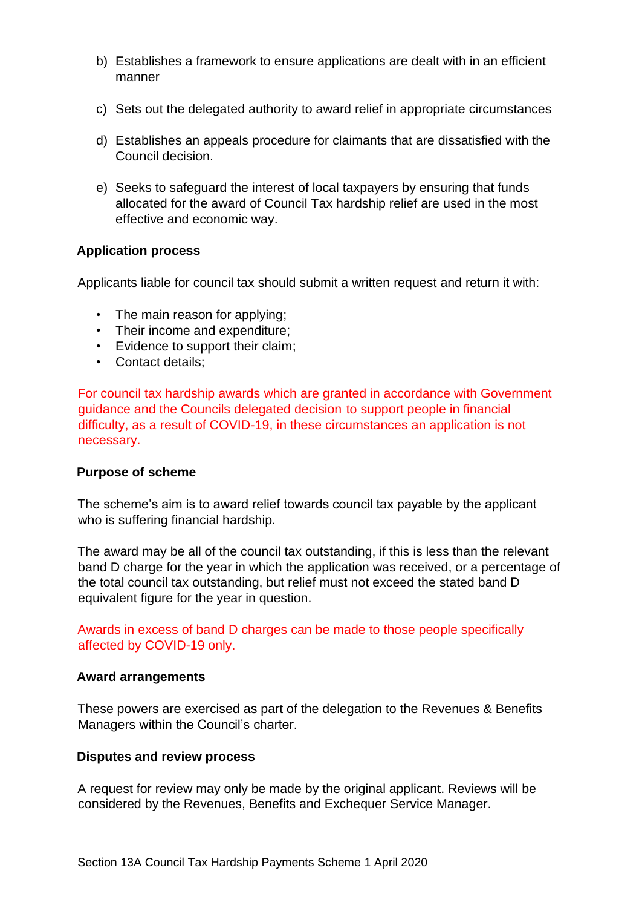b) Establishes a framework to ensure applications are dealt with in an efficient manner

c) Sets out the delegated authority to award relief in appropriate circumstances

d) Establishes an appeals procedure for claimants that are dissatisfied with the Council decision.

e) Seeks to safeguard the interest of local taxpayers by ensuring that funds allocated for the award of Council Tax hardship relief are used in the most effective and economic way.

**Application process**

Applicants liable for council tax should submit a written request and return it with:

- The main reason for applying;
- Their income and expenditure;
- Evidence to support their claim;
- Contact details;

For council tax hardship awards which are granted in accordance with Government guidance and the Councils delegated decision to support people in financial difficulty, as a result of COVID-19, in these circumstances an application is not necessary.

**Purpose of scheme**

The scheme's aim is to award relief towards council tax payable by the applicant who is suffering financial hardship.

The award may be all of the council tax outstanding, if this is less than the relevant band D charge for the year in which the application was received, or a percentage of the total council tax outstanding, but relief must not exceed the stated band D equivalent figure for the year in question.

Awards in excess of band D charges can be made to those people specifically affected by COVID-19 only.

**Award arrangements**

These powers are exercised as part of the delegation to the Revenues & Benefits Managers within the Council's charter.

**Disputes and review process**

A request for review may only be made by the original applicant. Reviews will be considered by the Revenues, Benefits and Exchequer Service Manager.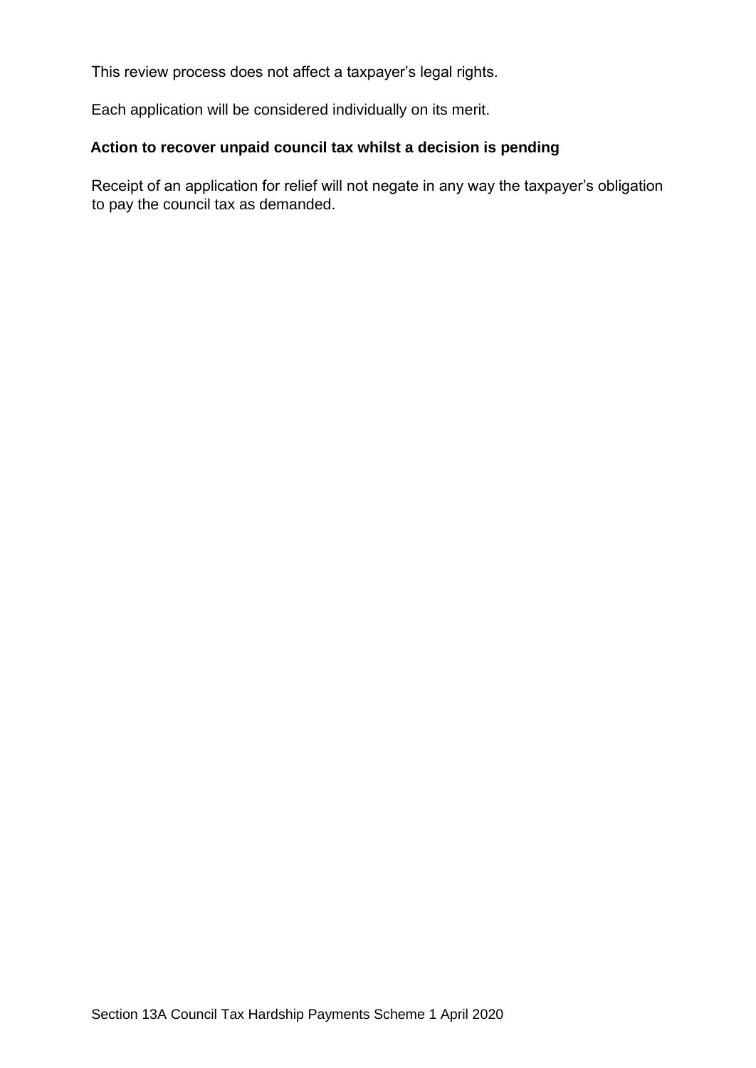This review process does not affect a taxpayer's legal rights.

Each application will be considered individually on its merit.

**Action to recover unpaid council tax whilst a decision is pending**

Receipt of an application for relief will not negate in any way the taxpayer's obligation to pay the council tax as demanded.